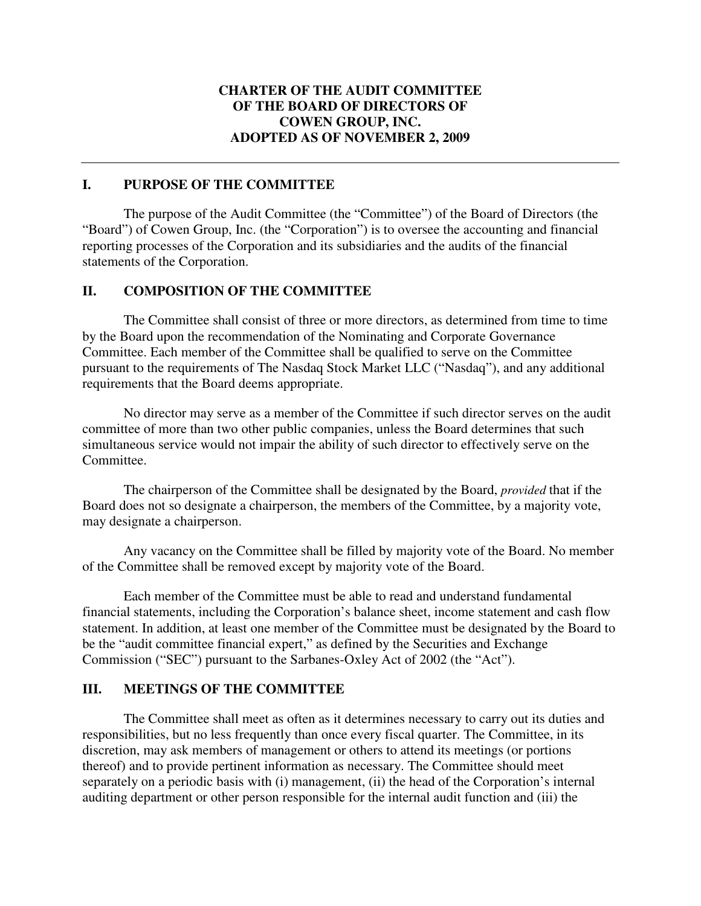# CHARTER OF THE AUDIT COMMITTEE OF THE BOARD OF DIRECTORS OF COWEN GROUP, INC. ADOPTED AS OF NOVEMBER 2, 2009

## I. PURPOSE OF THE COMMITTEE

The purpose of the Audit Committee (the "Committee") of the Board of Directors (the "Board") of Cowen Group, Inc. (the "Corporation") is to oversee the accounting and financial reporting processes of the Corporation and its subsidiaries and the audits of the financial statements of the Corporation.

## II. COMPOSITION OF THE COMMITTEE

The Committee shall consist of three or more directors, as determined from time to time by the Board upon the recommendation of the Nominating and Corporate Governance Committee. Each member of the Committee shall be qualified to serve on the Committee pursuant to the requirements of The Nasdaq Stock Market LLC ("Nasdaq"), and any additional requirements that the Board deems appropriate.

No director may serve as a member of the Committee if such director serves on the audit committee of more than two other public companies, unless the Board determines that such simultaneous service would not impair the ability of such director to effectively serve on the Committee.

The chairperson of the Committee shall be designated by the Board, *provided* that if the Board does not so designate a chairperson, the members of the Committee, by a majority vote, may designate a chairperson.

Any vacancy on the Committee shall be filled by majority vote of the Board. No member of the Committee shall be removed except by majority vote of the Board.

Each member of the Committee must be able to read and understand fundamental financial statements, including the Corporation's balance sheet, income statement and cash flow statement. In addition, at least one member of the Committee must be designated by the Board to be the "audit committee financial expert," as defined by the Securities and Exchange Commission ("SEC") pursuant to the Sarbanes-Oxley Act of 2002 (the "Act").

## III. MEETINGS OF THE COMMITTEE

The Committee shall meet as often as it determines necessary to carry out its duties and responsibilities, but no less frequently than once every fiscal quarter. The Committee, in its discretion, may ask members of management or others to attend its meetings (or portions thereof) and to provide pertinent information as necessary. The Committee should meet separately on a periodic basis with (i) management, (ii) the head of the Corporation's internal auditing department or other person responsible for the internal audit function and (iii) the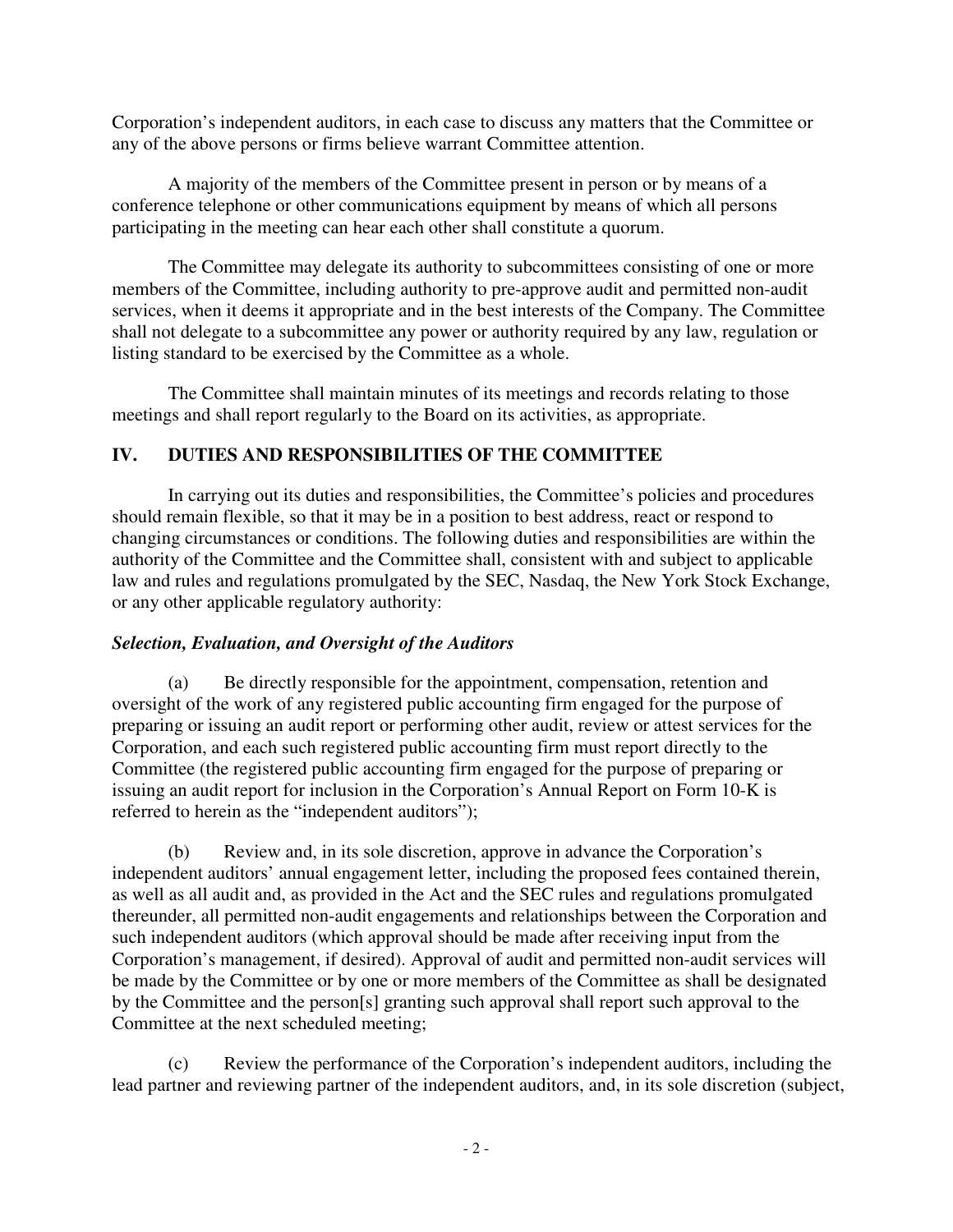Corporation's independent auditors, in each case to discuss any matters that the Committee or any of the above persons or firms believe warrant Committee attention.

A majority of the members of the Committee present in person or by means of a conference telephone or other communications equipment by means of which all persons participating in the meeting can hear each other shall constitute a quorum.

The Committee may delegate its authority to subcommittees consisting of one or more members of the Committee, including authority to pre-approve audit and permitted non-audit services, when it deems it appropriate and in the best interests of the Company. The Committee shall not delegate to a subcommittee any power or authority required by any law, regulation or listing standard to be exercised by the Committee as a whole.

The Committee shall maintain minutes of its meetings and records relating to those meetings and shall report regularly to the Board on its activities, as appropriate.

## IV. DUTIES AND RESPONSIBILITIES OF THE COMMITTEE

In carrying out its duties and responsibilities, the Committee's policies and procedures should remain flexible, so that it may be in a position to best address, react or respond to changing circumstances or conditions. The following duties and responsibilities are within the authority of the Committee and the Committee shall, consistent with and subject to applicable law and rules and regulations promulgated by the SEC, Nasdaq, the New York Stock Exchange, or any other applicable regulatory authority:

***Selection, Evaluation, and Oversight of the Auditors***

(a) Be directly responsible for the appointment, compensation, retention and oversight of the work of any registered public accounting firm engaged for the purpose of preparing or issuing an audit report or performing other audit, review or attest services for the Corporation, and each such registered public accounting firm must report directly to the Committee (the registered public accounting firm engaged for the purpose of preparing or issuing an audit report for inclusion in the Corporation's Annual Report on Form 10-K is referred to herein as the "independent auditors");

(b) Review and, in its sole discretion, approve in advance the Corporation's independent auditors' annual engagement letter, including the proposed fees contained therein, as well as all audit and, as provided in the Act and the SEC rules and regulations promulgated thereunder, all permitted non-audit engagements and relationships between the Corporation and such independent auditors (which approval should be made after receiving input from the Corporation's management, if desired). Approval of audit and permitted non-audit services will be made by the Committee or by one or more members of the Committee as shall be designated by the Committee and the person[s] granting such approval shall report such approval to the Committee at the next scheduled meeting;

(c) Review the performance of the Corporation's independent auditors, including the lead partner and reviewing partner of the independent auditors, and, in its sole discretion (subject,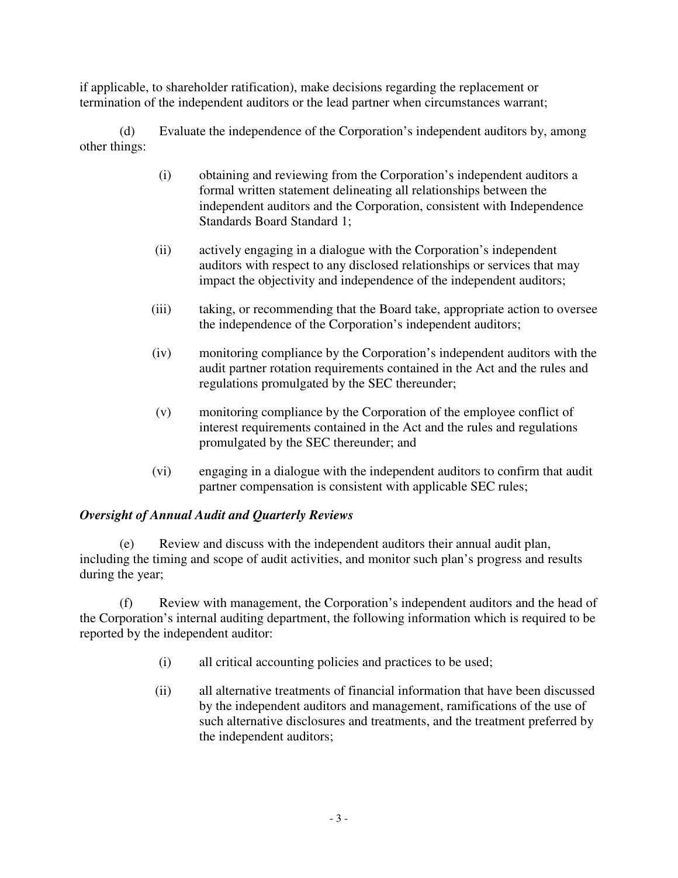if applicable, to shareholder ratification), make decisions regarding the replacement or termination of the independent auditors or the lead partner when circumstances warrant;

(d) Evaluate the independence of the Corporation's independent auditors by, among other things:

(i) obtaining and reviewing from the Corporation's independent auditors a formal written statement delineating all relationships between the independent auditors and the Corporation, consistent with Independence Standards Board Standard 1;

(ii) actively engaging in a dialogue with the Corporation's independent auditors with respect to any disclosed relationships or services that may impact the objectivity and independence of the independent auditors;

(iii) taking, or recommending that the Board take, appropriate action to oversee the independence of the Corporation's independent auditors;

(iv) monitoring compliance by the Corporation's independent auditors with the audit partner rotation requirements contained in the Act and the rules and regulations promulgated by the SEC thereunder;

(v) monitoring compliance by the Corporation of the employee conflict of interest requirements contained in the Act and the rules and regulations promulgated by the SEC thereunder; and

(vi) engaging in a dialogue with the independent auditors to confirm that audit partner compensation is consistent with applicable SEC rules;

***Oversight of Annual Audit and Quarterly Reviews***

(e) Review and discuss with the independent auditors their annual audit plan, including the timing and scope of audit activities, and monitor such plan's progress and results during the year;

(f) Review with management, the Corporation's independent auditors and the head of the Corporation's internal auditing department, the following information which is required to be reported by the independent auditor:

(i) all critical accounting policies and practices to be used;

(ii) all alternative treatments of financial information that have been discussed by the independent auditors and management, ramifications of the use of such alternative disclosures and treatments, and the treatment preferred by the independent auditors;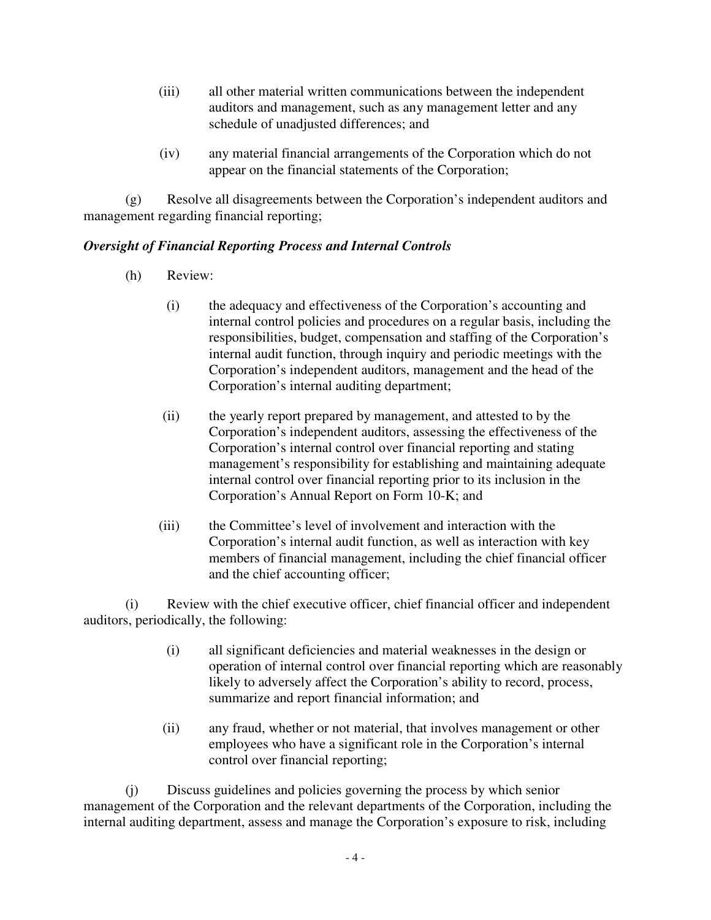(iii) all other material written communications between the independent auditors and management, such as any management letter and any schedule of unadjusted differences; and

(iv) any material financial arrangements of the Corporation which do not appear on the financial statements of the Corporation;

(g) Resolve all disagreements between the Corporation's independent auditors and management regarding financial reporting;

***Oversight of Financial Reporting Process and Internal Controls***

(h) Review:

(i) the adequacy and effectiveness of the Corporation's accounting and internal control policies and procedures on a regular basis, including the responsibilities, budget, compensation and staffing of the Corporation's internal audit function, through inquiry and periodic meetings with the Corporation's independent auditors, management and the head of the Corporation's internal auditing department;

(ii) the yearly report prepared by management, and attested to by the Corporation's independent auditors, assessing the effectiveness of the Corporation's internal control over financial reporting and stating management's responsibility for establishing and maintaining adequate internal control over financial reporting prior to its inclusion in the Corporation's Annual Report on Form 10-K; and

(iii) the Committee's level of involvement and interaction with the Corporation's internal audit function, as well as interaction with key members of financial management, including the chief financial officer and the chief accounting officer;

(i) Review with the chief executive officer, chief financial officer and independent auditors, periodically, the following:

(i) all significant deficiencies and material weaknesses in the design or operation of internal control over financial reporting which are reasonably likely to adversely affect the Corporation's ability to record, process, summarize and report financial information; and

(ii) any fraud, whether or not material, that involves management or other employees who have a significant role in the Corporation's internal control over financial reporting;

(j) Discuss guidelines and policies governing the process by which senior management of the Corporation and the relevant departments of the Corporation, including the internal auditing department, assess and manage the Corporation's exposure to risk, including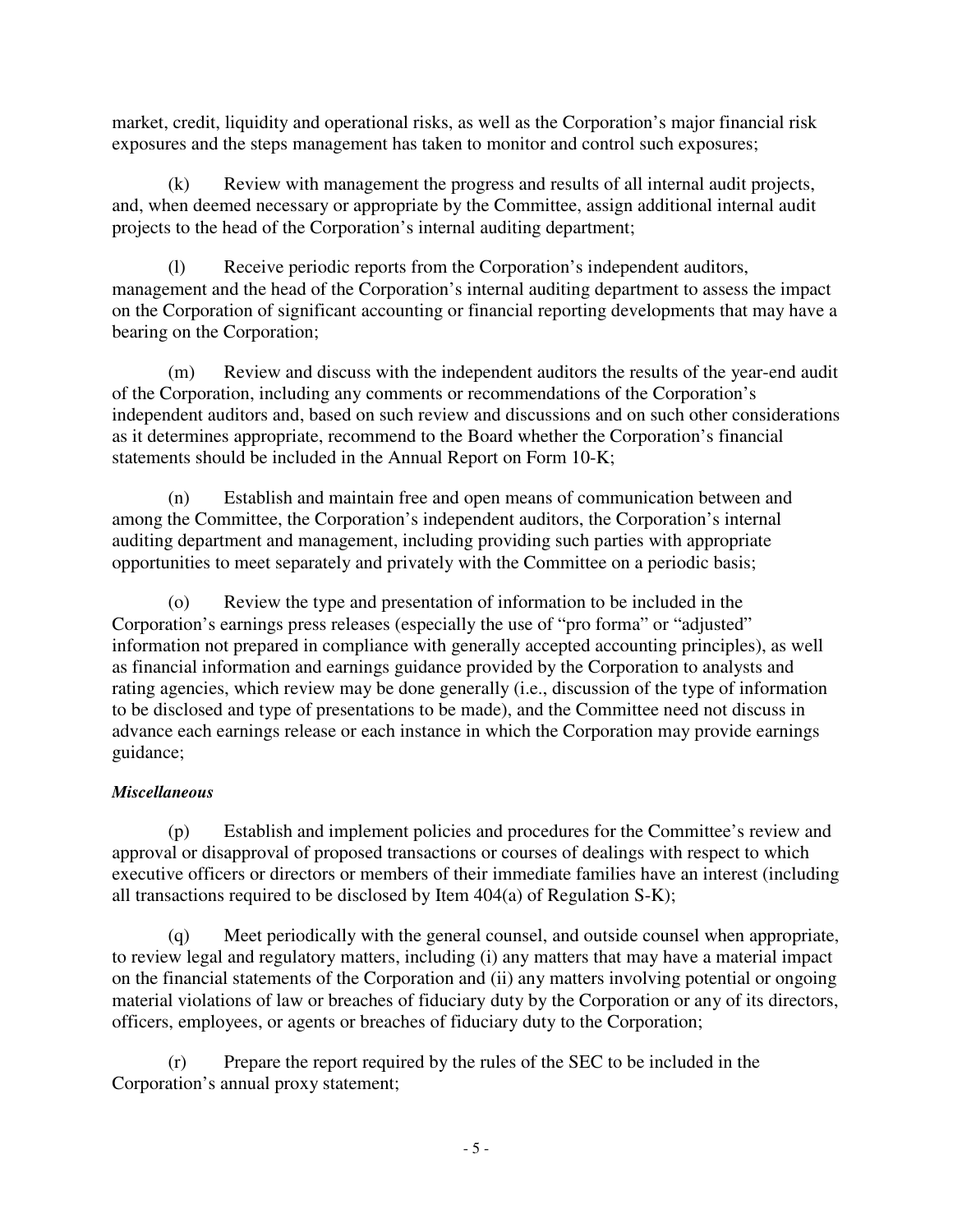market, credit, liquidity and operational risks, as well as the Corporation's major financial risk exposures and the steps management has taken to monitor and control such exposures;

(k) Review with management the progress and results of all internal audit projects, and, when deemed necessary or appropriate by the Committee, assign additional internal audit projects to the head of the Corporation's internal auditing department;

(l) Receive periodic reports from the Corporation's independent auditors, management and the head of the Corporation's internal auditing department to assess the impact on the Corporation of significant accounting or financial reporting developments that may have a bearing on the Corporation;

(m) Review and discuss with the independent auditors the results of the year-end audit of the Corporation, including any comments or recommendations of the Corporation's independent auditors and, based on such review and discussions and on such other considerations as it determines appropriate, recommend to the Board whether the Corporation's financial statements should be included in the Annual Report on Form 10-K;

(n) Establish and maintain free and open means of communication between and among the Committee, the Corporation's independent auditors, the Corporation's internal auditing department and management, including providing such parties with appropriate opportunities to meet separately and privately with the Committee on a periodic basis;

(o) Review the type and presentation of information to be included in the Corporation's earnings press releases (especially the use of "pro forma" or "adjusted" information not prepared in compliance with generally accepted accounting principles), as well as financial information and earnings guidance provided by the Corporation to analysts and rating agencies, which review may be done generally (i.e., discussion of the type of information to be disclosed and type of presentations to be made), and the Committee need not discuss in advance each earnings release or each instance in which the Corporation may provide earnings guidance;

***Miscellaneous***

(p) Establish and implement policies and procedures for the Committee's review and approval or disapproval of proposed transactions or courses of dealings with respect to which executive officers or directors or members of their immediate families have an interest (including all transactions required to be disclosed by Item 404(a) of Regulation S-K);

(q) Meet periodically with the general counsel, and outside counsel when appropriate, to review legal and regulatory matters, including (i) any matters that may have a material impact on the financial statements of the Corporation and (ii) any matters involving potential or ongoing material violations of law or breaches of fiduciary duty by the Corporation or any of its directors, officers, employees, or agents or breaches of fiduciary duty to the Corporation;

(r) Prepare the report required by the rules of the SEC to be included in the Corporation's annual proxy statement;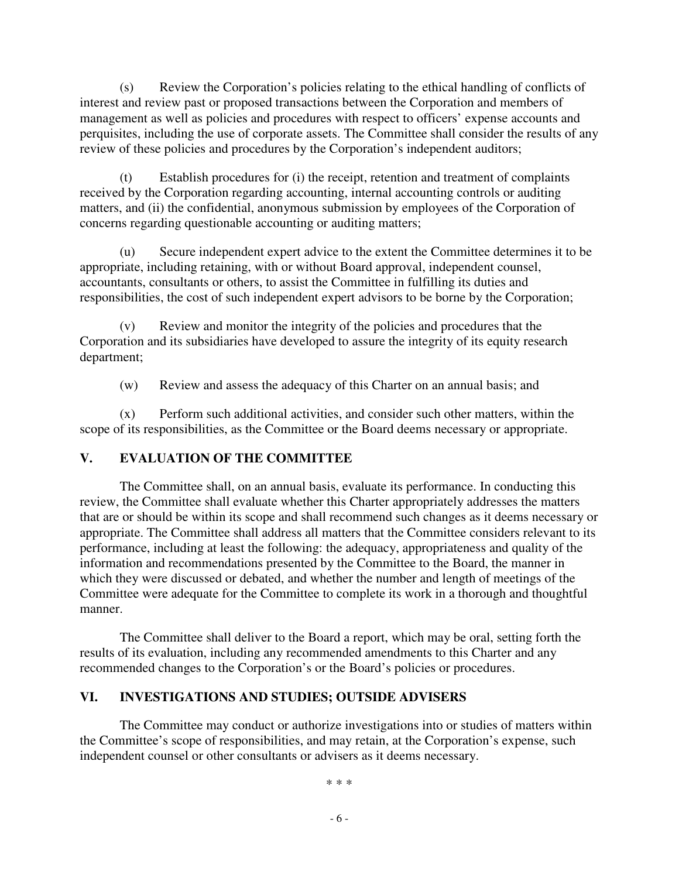(s) Review the Corporation's policies relating to the ethical handling of conflicts of interest and review past or proposed transactions between the Corporation and members of management as well as policies and procedures with respect to officers' expense accounts and perquisites, including the use of corporate assets. The Committee shall consider the results of any review of these policies and procedures by the Corporation's independent auditors;

(t) Establish procedures for (i) the receipt, retention and treatment of complaints received by the Corporation regarding accounting, internal accounting controls or auditing matters, and (ii) the confidential, anonymous submission by employees of the Corporation of concerns regarding questionable accounting or auditing matters;

(u) Secure independent expert advice to the extent the Committee determines it to be appropriate, including retaining, with or without Board approval, independent counsel, accountants, consultants or others, to assist the Committee in fulfilling its duties and responsibilities, the cost of such independent expert advisors to be borne by the Corporation;

(v) Review and monitor the integrity of the policies and procedures that the Corporation and its subsidiaries have developed to assure the integrity of its equity research department;

(w) Review and assess the adequacy of this Charter on an annual basis; and

(x) Perform such additional activities, and consider such other matters, within the scope of its responsibilities, as the Committee or the Board deems necessary or appropriate.

## V. EVALUATION OF THE COMMITTEE

The Committee shall, on an annual basis, evaluate its performance. In conducting this review, the Committee shall evaluate whether this Charter appropriately addresses the matters that are or should be within its scope and shall recommend such changes as it deems necessary or appropriate. The Committee shall address all matters that the Committee considers relevant to its performance, including at least the following: the adequacy, appropriateness and quality of the information and recommendations presented by the Committee to the Board, the manner in which they were discussed or debated, and whether the number and length of meetings of the Committee were adequate for the Committee to complete its work in a thorough and thoughtful manner.

The Committee shall deliver to the Board a report, which may be oral, setting forth the results of its evaluation, including any recommended amendments to this Charter and any recommended changes to the Corporation's or the Board's policies or procedures.

## VI. INVESTIGATIONS AND STUDIES; OUTSIDE ADVISERS

The Committee may conduct or authorize investigations into or studies of matters within the Committee's scope of responsibilities, and may retain, at the Corporation's expense, such independent counsel or other consultants or advisers as it deems necessary.

* * *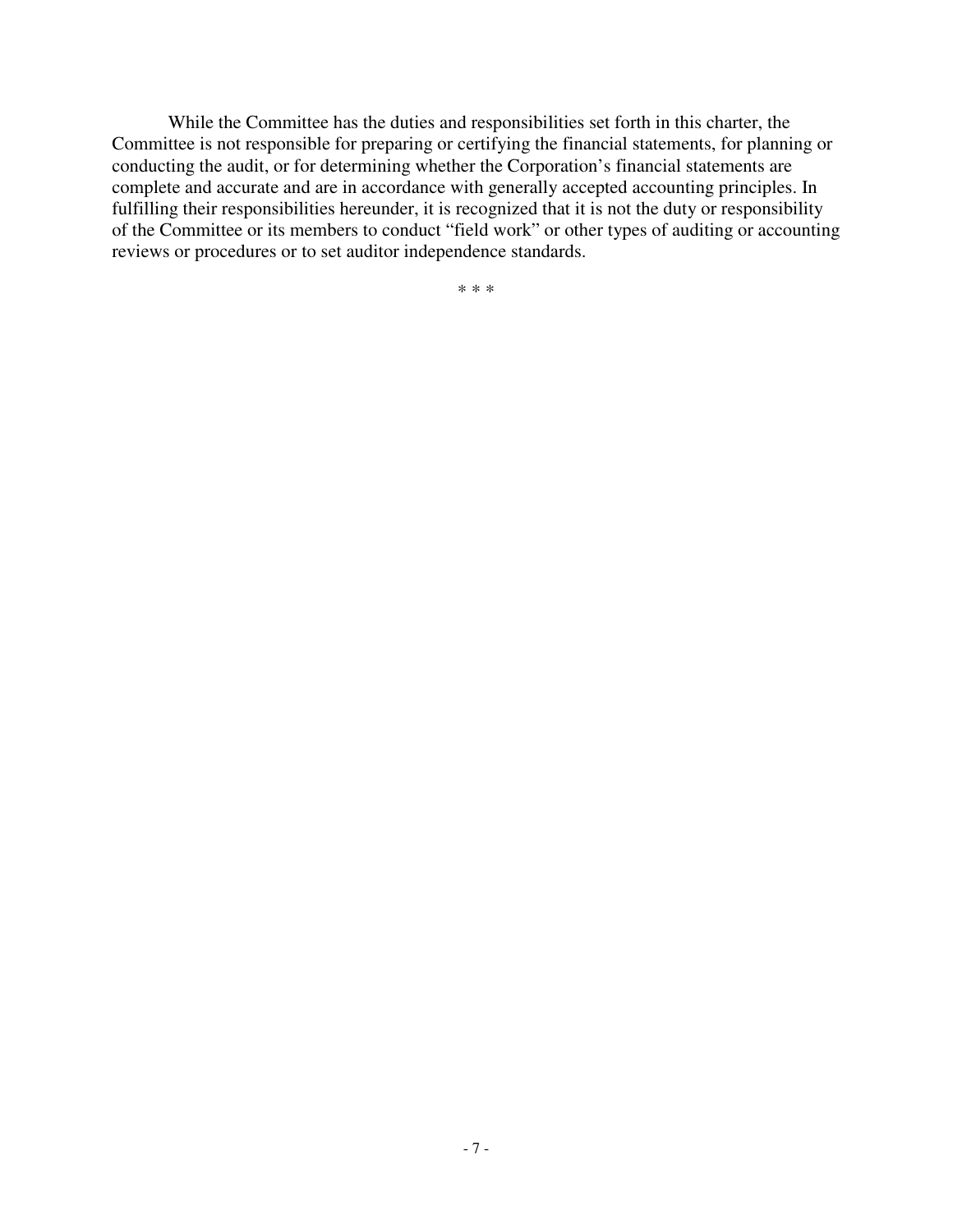While the Committee has the duties and responsibilities set forth in this charter, the Committee is not responsible for preparing or certifying the financial statements, for planning or conducting the audit, or for determining whether the Corporation's financial statements are complete and accurate and are in accordance with generally accepted accounting principles. In fulfilling their responsibilities hereunder, it is recognized that it is not the duty or responsibility of the Committee or its members to conduct "field work" or other types of auditing or accounting reviews or procedures or to set auditor independence standards.

* * *